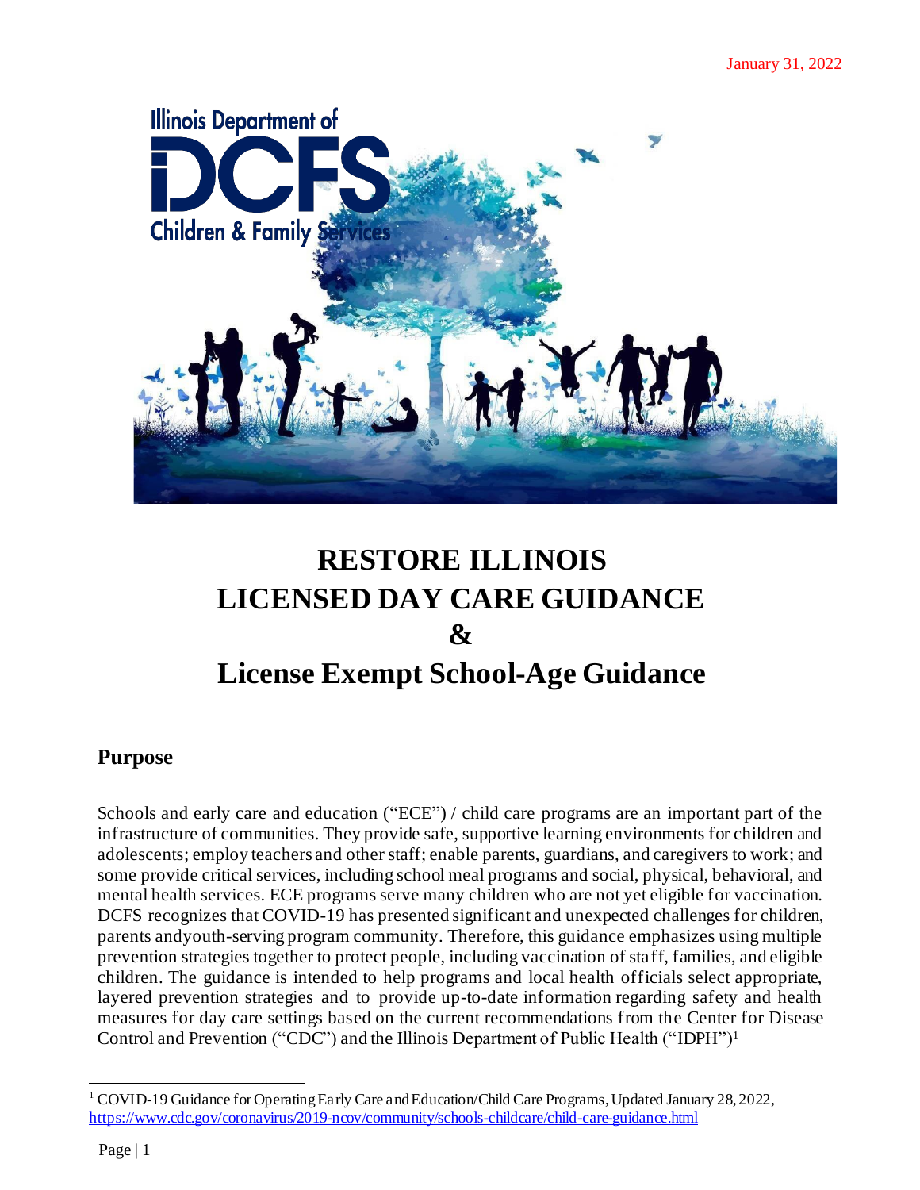January 31, 2022

# RESTORE ILLINOIS
# LICENSED DAY CARE GUIDANCE
# &
# License Exempt School-Age Guidance

## Purpose

Schools and early care and education ("ECE") / child care programs are an important part of the infrastructure of communities. They provide safe, supportive learning environments for children and adolescents; employ teachers and other staff; enable parents, guardians, and caregivers to work; and some provide critical services, including school meal programs and social, physical, behavioral, and mental health services. ECE programs serve many children who are not yet eligible for vaccination. DCFS recognizes that COVID-19 has presented significant and unexpected challenges for children, parents andyouth-serving program community. Therefore, this guidance emphasizes using multiple prevention strategies together to protect people, including vaccination of staff, families, and eligible children. The guidance is intended to help programs and local health officials select appropriate, layered prevention strategies and to provide up-to-date information regarding safety and health measures for day care settings based on the current recommendations from the Center for Disease Control and Prevention ("CDC") and the Illinois Department of Public Health ("IDPH")[1]

[1] COVID-19 Guidance for Operating Early Care and Education/Child Care Programs, Updated January 28, 2022, https://www.cdc.gov/coronavirus/2019-ncov/community/schools-childcare/child-care-guidance.html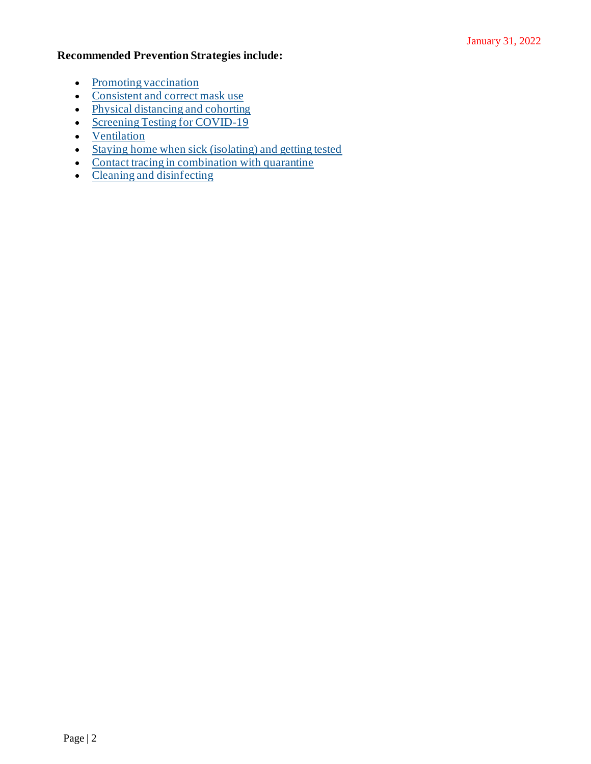January 31, 2022

**Recommended Prevention Strategies include:**

- Promoting vaccination
- Consistent and correct mask use
- Physical distancing and cohorting
- Screening Testing for COVID-19
- Ventilation
- Staying home when sick (isolating) and getting tested
- Contact tracing in combination with quarantine
- Cleaning and disinfecting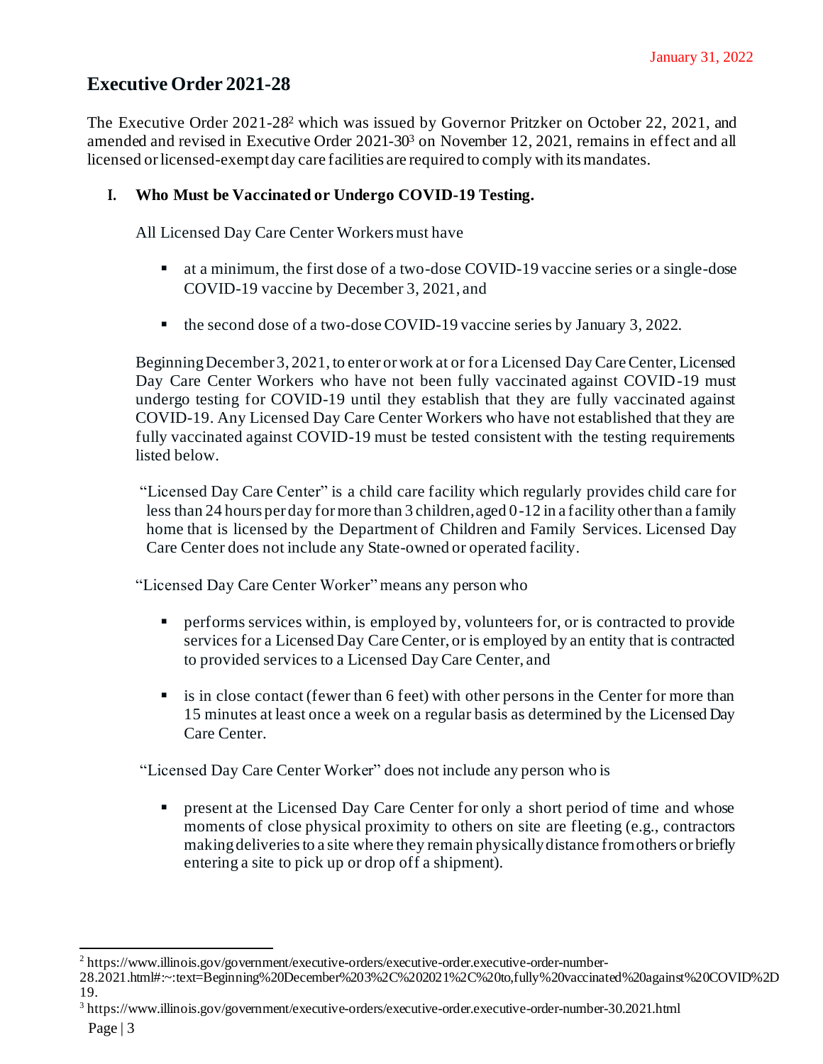January 31, 2022

## Executive Order 2021-28

The Executive Order 2021-28[2] which was issued by Governor Pritzker on October 22, 2021, and amended and revised in Executive Order 2021-30[3] on November 12, 2021, remains in effect and all licensed or licensed-exempt day care facilities are required to comply with its mandates.

### I. Who Must be Vaccinated or Undergo COVID-19 Testing.

All Licensed Day Care Center Workers must have

- at a minimum, the first dose of a two-dose COVID-19 vaccine series or a single-dose COVID-19 vaccine by December 3, 2021, and
- the second dose of a two-dose COVID-19 vaccine series by January 3, 2022.

Beginning December 3, 2021, to enter or work at or for a Licensed Day Care Center, Licensed Day Care Center Workers who have not been fully vaccinated against COVID-19 must undergo testing for COVID-19 until they establish that they are fully vaccinated against COVID-19. Any Licensed Day Care Center Workers who have not established that they are fully vaccinated against COVID-19 must be tested consistent with the testing requirements listed below.

"Licensed Day Care Center" is a child care facility which regularly provides child care for less than 24 hours per day for more than 3 children, aged 0-12 in a facility other than a family home that is licensed by the Department of Children and Family Services. Licensed Day Care Center does not include any State-owned or operated facility.

"Licensed Day Care Center Worker" means any person who

- performs services within, is employed by, volunteers for, or is contracted to provide services for a Licensed Day Care Center, or is employed by an entity that is contracted to provided services to a Licensed Day Care Center, and
- is in close contact (fewer than 6 feet) with other persons in the Center for more than 15 minutes at least once a week on a regular basis as determined by the Licensed Day Care Center.

"Licensed Day Care Center Worker" does not include any person who is

- present at the Licensed Day Care Center for only a short period of time and whose moments of close physical proximity to others on site are fleeting (e.g., contractors making deliveries to a site where they remain physically distance from others or briefly entering a site to pick up or drop off a shipment).

---

[2] https://www.illinois.gov/government/executive-orders/executive-order.executive-order-number-28.2021.html#:~:text=Beginning%20December%203%2C%202021%2C%20to,fully%20vaccinated%20against%20COVID%2D19.

[3] https://www.illinois.gov/government/executive-orders/executive-order.executive-order-number-30.2021.html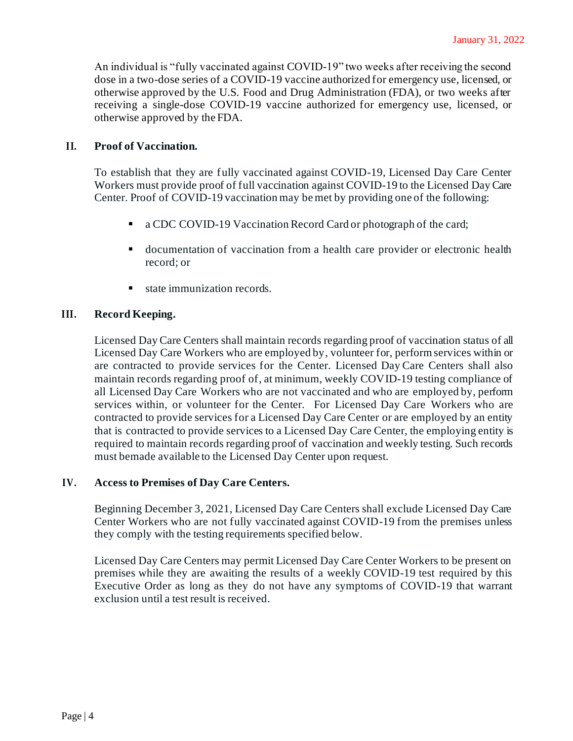An individual is "fully vaccinated against COVID-19" two weeks after receiving the second dose in a two-dose series of a COVID-19 vaccine authorized for emergency use, licensed, or otherwise approved by the U.S. Food and Drug Administration (FDA), or two weeks after receiving a single-dose COVID-19 vaccine authorized for emergency use, licensed, or otherwise approved by the FDA.

## II. Proof of Vaccination.

To establish that they are fully vaccinated against COVID-19, Licensed Day Care Center Workers must provide proof of full vaccination against COVID-19 to the Licensed Day Care Center. Proof of COVID-19 vaccination may be met by providing one of the following:

- a CDC COVID-19 Vaccination Record Card or photograph of the card;
- documentation of vaccination from a health care provider or electronic health record; or
- state immunization records.

## III. Record Keeping.

Licensed Day Care Centers shall maintain records regarding proof of vaccination status of all Licensed Day Care Workers who are employed by, volunteer for, perform services within or are contracted to provide services for the Center. Licensed Day Care Centers shall also maintain records regarding proof of, at minimum, weekly COVID-19 testing compliance of all Licensed Day Care Workers who are not vaccinated and who are employed by, perform services within, or volunteer for the Center. For Licensed Day Care Workers who are contracted to provide services for a Licensed Day Care Center or are employed by an entity that is contracted to provide services to a Licensed Day Care Center, the employing entity is required to maintain records regarding proof of vaccination and weekly testing. Such records must bemade available to the Licensed Day Center upon request.

## IV. Access to Premises of Day Care Centers.

Beginning December 3, 2021, Licensed Day Care Centers shall exclude Licensed Day Care Center Workers who are not fully vaccinated against COVID-19 from the premises unless they comply with the testing requirements specified below.

Licensed Day Care Centers may permit Licensed Day Care Center Workers to be present on premises while they are awaiting the results of a weekly COVID-19 test required by this Executive Order as long as they do not have any symptoms of COVID-19 that warrant exclusion until a test result is received.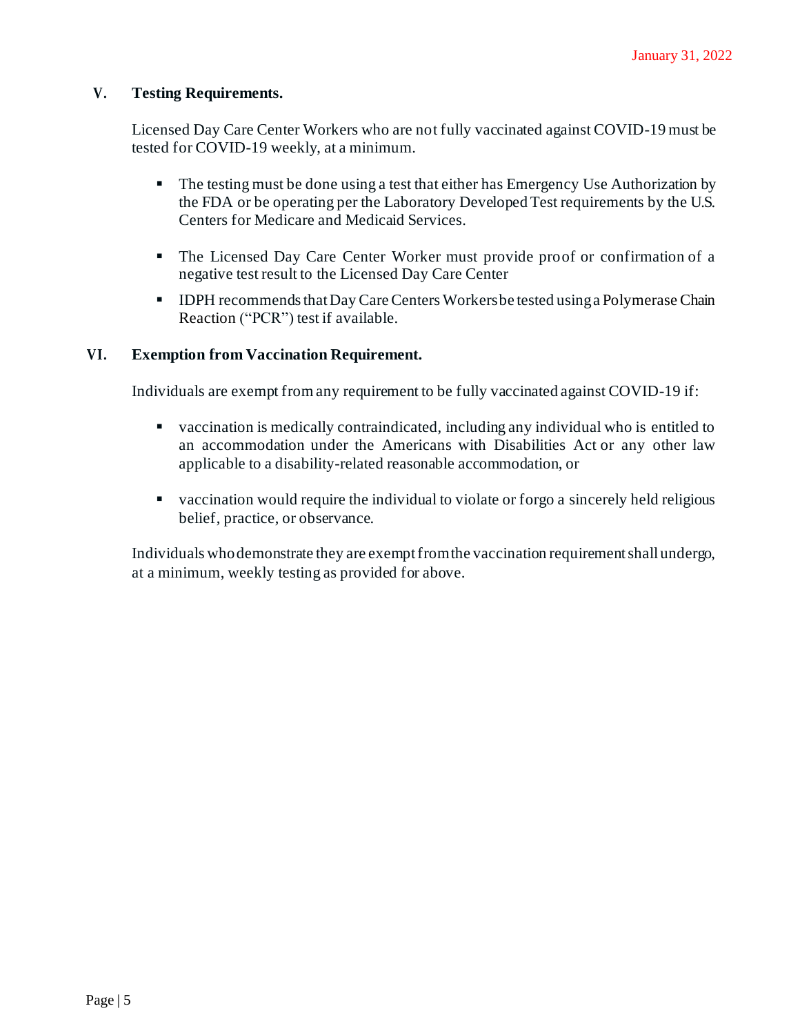## V. Testing Requirements.

Licensed Day Care Center Workers who are not fully vaccinated against COVID-19 must be tested for COVID-19 weekly, at a minimum.

- The testing must be done using a test that either has Emergency Use Authorization by the FDA or be operating per the Laboratory Developed Test requirements by the U.S. Centers for Medicare and Medicaid Services.
- The Licensed Day Care Center Worker must provide proof or confirmation of a negative test result to the Licensed Day Care Center
- IDPH recommends that Day Care Centers Workers be tested using a Polymerase Chain Reaction ("PCR") test if available.

## VI. Exemption from Vaccination Requirement.

Individuals are exempt from any requirement to be fully vaccinated against COVID-19 if:

- vaccination is medically contraindicated, including any individual who is entitled to an accommodation under the Americans with Disabilities Act or any other law applicable to a disability-related reasonable accommodation, or
- vaccination would require the individual to violate or forgo a sincerely held religious belief, practice, or observance.

Individuals who demonstrate they are exempt from the vaccination requirement shall undergo, at a minimum, weekly testing as provided for above.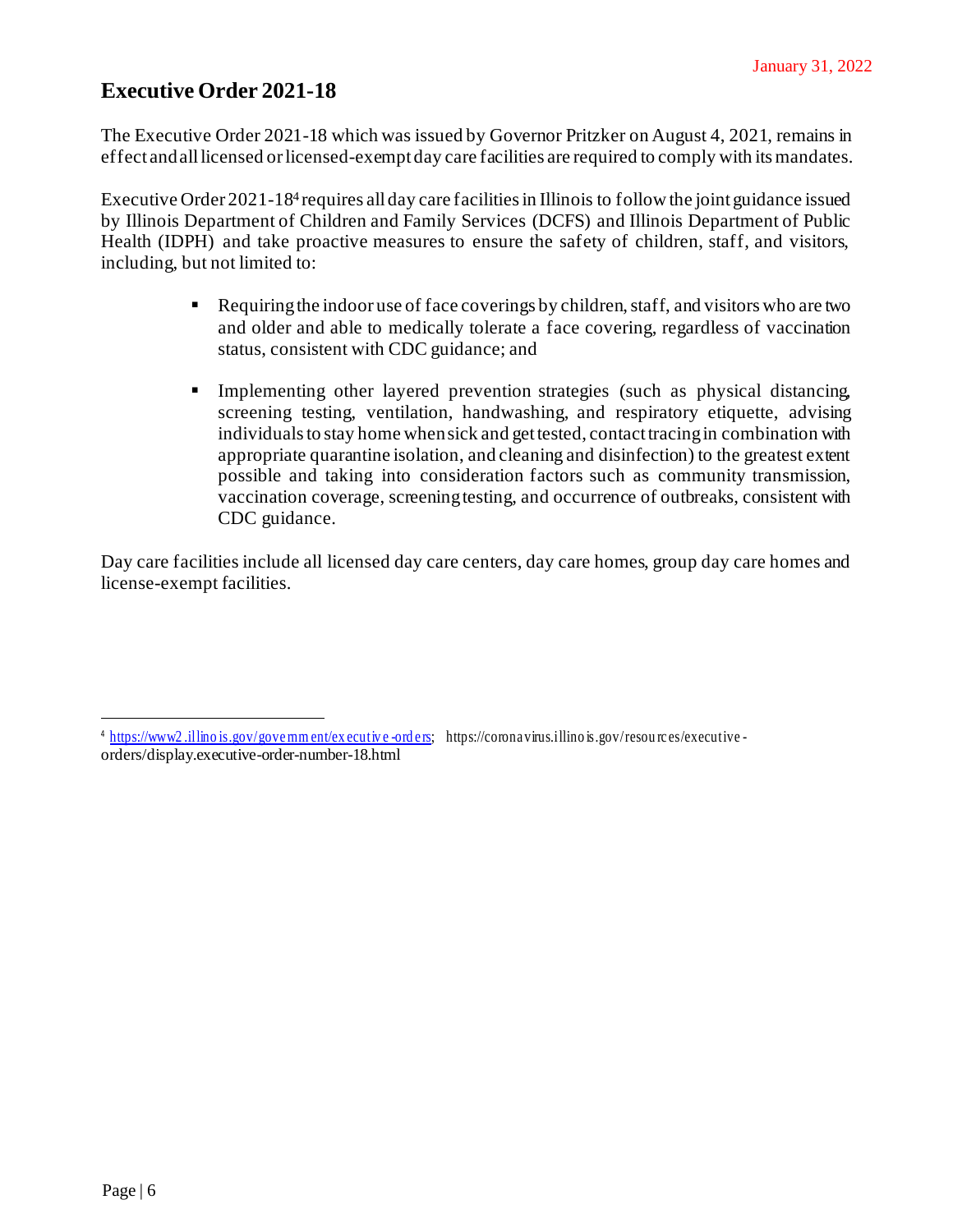January 31, 2022

## Executive Order 2021-18

The Executive Order 2021-18 which was issued by Governor Pritzker on August 4, 2021, remains in effect and all licensed or licensed-exempt day care facilities are required to comply with its mandates.

Executive Order 2021-18[4] requires all day care facilities in Illinois to follow the joint guidance issued by Illinois Department of Children and Family Services (DCFS) and Illinois Department of Public Health (IDPH) and take proactive measures to ensure the safety of children, staff, and visitors, including, but not limited to:

- Requiring the indoor use of face coverings by children, staff, and visitors who are two and older and able to medically tolerate a face covering, regardless of vaccination status, consistent with CDC guidance; and
- Implementing other layered prevention strategies (such as physical distancing, screening testing, ventilation, handwashing, and respiratory etiquette, advising individuals to stay home when sick and get tested, contact tracing in combination with appropriate quarantine isolation, and cleaning and disinfection) to the greatest extent possible and taking into consideration factors such as community transmission, vaccination coverage, screening testing, and occurrence of outbreaks, consistent with CDC guidance.

Day care facilities include all licensed day care centers, day care homes, group day care homes and license-exempt facilities.

---

[4] https://www2.illinois.gov/government/executive-orders; https://coronavirus.illinois.gov/resources/executive-orders/display.executive-order-number-18.html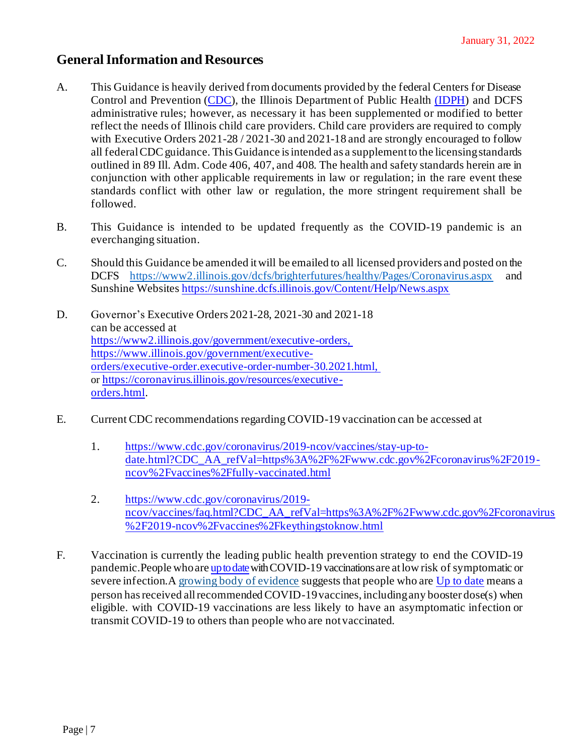January 31, 2022

## General Information and Resources

A. This Guidance is heavily derived from documents provided by the federal Centers for Disease Control and Prevention (CDC), the Illinois Department of Public Health (IDPH) and DCFS administrative rules; however, as necessary it has been supplemented or modified to better reflect the needs of Illinois child care providers. Child care providers are required to comply with Executive Orders 2021-28 / 2021-30 and 2021-18 and are strongly encouraged to follow all federal CDC guidance. This Guidance is intended as a supplement to the licensing standards outlined in 89 Ill. Adm. Code 406, 407, and 408. The health and safety standards herein are in conjunction with other applicable requirements in law or regulation; in the rare event these standards conflict with other law or regulation, the more stringent requirement shall be followed.

B. This Guidance is intended to be updated frequently as the COVID-19 pandemic is an everchanging situation.

C. Should this Guidance be amended it will be emailed to all licensed providers and posted on the DCFS https://www2.illinois.gov/dcfs/brighterfutures/healthy/Pages/Coronavirus.aspx and Sunshine Websites https://sunshine.dcfs.illinois.gov/Content/Help/News.aspx

D. Governor's Executive Orders 2021-28, 2021-30 and 2021-18 can be accessed at https://www2.illinois.gov/government/executive-orders, https://www.illinois.gov/government/executive-orders/executive-order.executive-order-number-30.2021.html, or https://coronavirus.illinois.gov/resources/executive-orders.html.

E. Current CDC recommendations regarding COVID-19 vaccination can be accessed at

   1. https://www.cdc.gov/coronavirus/2019-ncov/vaccines/stay-up-to-date.html?CDC_AA_refVal=https%3A%2F%2Fwww.cdc.gov%2Fcoronavirus%2F2019-ncov%2Fvaccines%2Ffully-vaccinated.html

   2. https://www.cdc.gov/coronavirus/2019-ncov/vaccines/faq.html?CDC_AA_refVal=https%3A%2F%2Fwww.cdc.gov%2Fcoronavirus%2F2019-ncov%2Fvaccines%2Fkeythingstoknow.html

F. Vaccination is currently the leading public health prevention strategy to end the COVID-19 pandemic. People who are up to date with COVID-19 vaccinations are at low risk of symptomatic or severe infection. A growing body of evidence suggests that people who are Up to date means a person has received all recommended COVID-19 vaccines, including any booster dose(s) when eligible. with COVID-19 vaccinations are less likely to have an asymptomatic infection or transmit COVID-19 to others than people who are not vaccinated.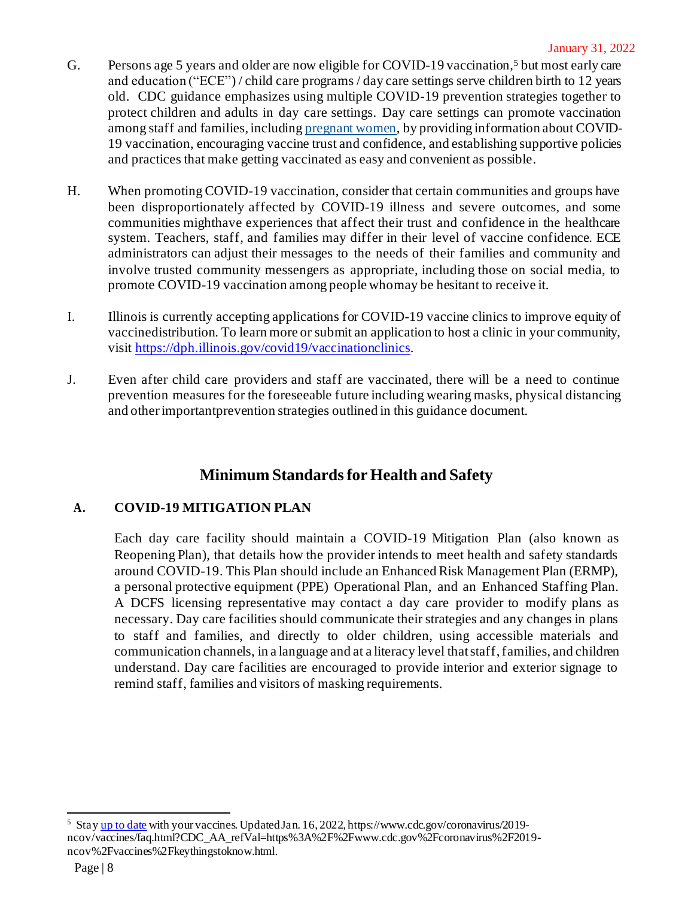G. Persons age 5 years and older are now eligible for COVID-19 vaccination,[5] but most early care and education ("ECE") / child care programs / day care settings serve children birth to 12 years old. CDC guidance emphasizes using multiple COVID-19 prevention strategies together to protect children and adults in day care settings. Day care settings can promote vaccination among staff and families, including [pregnant women](#), by providing information about COVID-19 vaccination, encouraging vaccine trust and confidence, and establishing supportive policies and practices that make getting vaccinated as easy and convenient as possible.

H. When promoting COVID-19 vaccination, consider that certain communities and groups have been disproportionately affected by COVID-19 illness and severe outcomes, and some communities mighthave experiences that affect their trust and confidence in the healthcare system. Teachers, staff, and families may differ in their level of vaccine confidence. ECE administrators can adjust their messages to the needs of their families and community and involve trusted community messengers as appropriate, including those on social media, to promote COVID-19 vaccination among people whomay be hesitant to receive it.

I. Illinois is currently accepting applications for COVID-19 vaccine clinics to improve equity of vaccinedistribution. To learn more or submit an application to host a clinic in your community, visit https://dph.illinois.gov/covid19/vaccinationclinics.

J. Even after child care providers and staff are vaccinated, there will be a need to continue prevention measures for the foreseeable future including wearing masks, physical distancing and other importantprevention strategies outlined in this guidance document.

## Minimum Standards for Health and Safety

### A. COVID-19 MITIGATION PLAN

Each day care facility should maintain a COVID-19 Mitigation Plan (also known as Reopening Plan), that details how the provider intends to meet health and safety standards around COVID-19. This Plan should include an Enhanced Risk Management Plan (ERMP), a personal protective equipment (PPE) Operational Plan, and an Enhanced Staffing Plan. A DCFS licensing representative may contact a day care provider to modify plans as necessary. Day care facilities should communicate their strategies and any changes in plans to staff and families, and directly to older children, using accessible materials and communication channels, in a language and at a literacy level that staff, families, and children understand. Day care facilities are encouraged to provide interior and exterior signage to remind staff, families and visitors of masking requirements.

---

[5] Stay [up to date](#) with your vaccines. Updated Jan. 16, 2022, https://www.cdc.gov/coronavirus/2019-ncov/vaccines/faq.html?CDC_AA_refVal=https%3A%2F%2Fwww.cdc.gov%2Fcoronavirus%2F2019-ncov%2Fvaccines%2Fkeythingstoknow.html.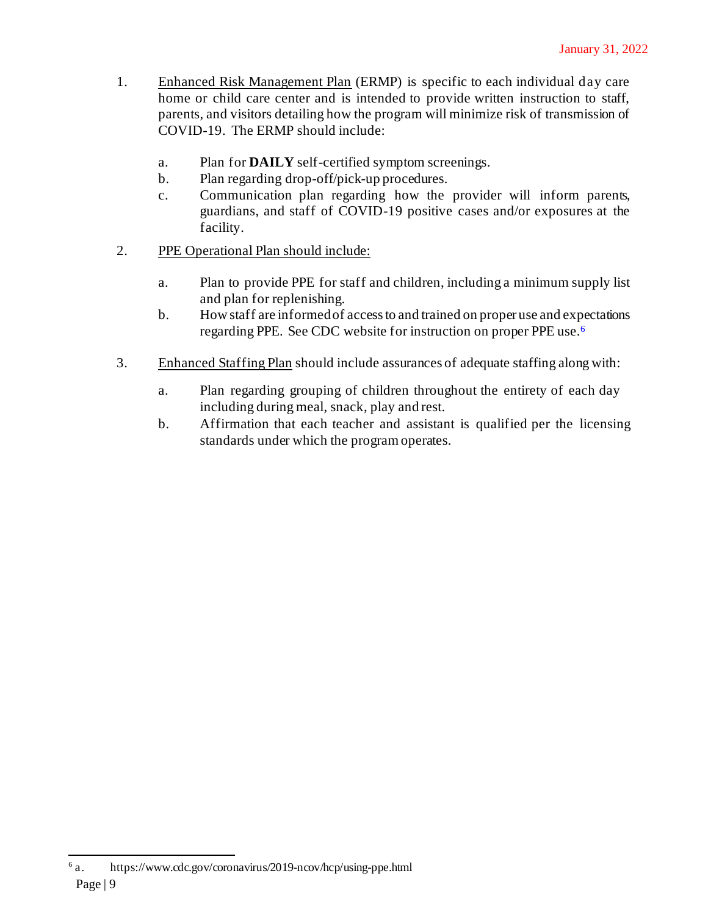January 31, 2022

1. Enhanced Risk Management Plan (ERMP) is specific to each individual day care home or child care center and is intended to provide written instruction to staff, parents, and visitors detailing how the program will minimize risk of transmission of COVID-19. The ERMP should include:

   a. Plan for **DAILY** self-certified symptom screenings.
   b. Plan regarding drop-off/pick-up procedures.
   c. Communication plan regarding how the provider will inform parents, guardians, and staff of COVID-19 positive cases and/or exposures at the facility.

2. PPE Operational Plan should include:

   a. Plan to provide PPE for staff and children, including a minimum supply list and plan for replenishing.
   b. How staff are informed of access to and trained on proper use and expectations regarding PPE. See CDC website for instruction on proper PPE use.[6]

3. Enhanced Staffing Plan should include assurances of adequate staffing along with:

   a. Plan regarding grouping of children throughout the entirety of each day including during meal, snack, play and rest.
   b. Affirmation that each teacher and assistant is qualified per the licensing standards under which the program operates.

---

[6] a. https://www.cdc.gov/coronavirus/2019-ncov/hcp/using-ppe.html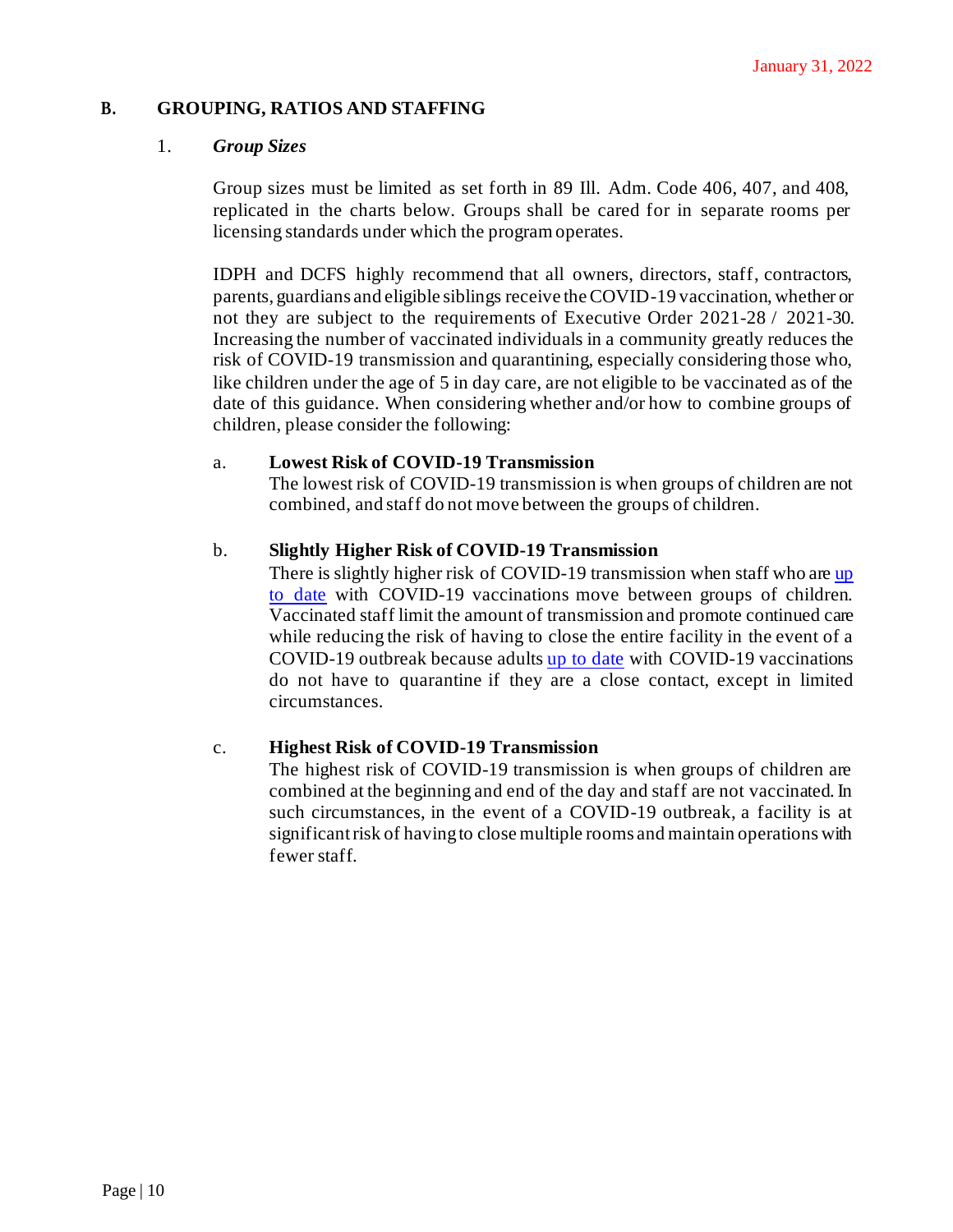## B. GROUPING, RATIOS AND STAFFING

### 1. *Group Sizes*

Group sizes must be limited as set forth in 89 Ill. Adm. Code 406, 407, and 408, replicated in the charts below. Groups shall be cared for in separate rooms per licensing standards under which the program operates.

IDPH and DCFS highly recommend that all owners, directors, staff, contractors, parents, guardians and eligible siblings receive the COVID-19 vaccination, whether or not they are subject to the requirements of Executive Order 2021-28 / 2021-30. Increasing the number of vaccinated individuals in a community greatly reduces the risk of COVID-19 transmission and quarantining, especially considering those who, like children under the age of 5 in day care, are not eligible to be vaccinated as of the date of this guidance. When considering whether and/or how to combine groups of children, please consider the following:

a. **Lowest Risk of COVID-19 Transmission**
The lowest risk of COVID-19 transmission is when groups of children are not combined, and staff do not move between the groups of children.

b. **Slightly Higher Risk of COVID-19 Transmission**
There is slightly higher risk of COVID-19 transmission when staff who are up to date with COVID-19 vaccinations move between groups of children. Vaccinated staff limit the amount of transmission and promote continued care while reducing the risk of having to close the entire facility in the event of a COVID-19 outbreak because adults up to date with COVID-19 vaccinations do not have to quarantine if they are a close contact, except in limited circumstances.

c. **Highest Risk of COVID-19 Transmission**
The highest risk of COVID-19 transmission is when groups of children are combined at the beginning and end of the day and staff are not vaccinated. In such circumstances, in the event of a COVID-19 outbreak, a facility is at significant risk of having to close multiple rooms and maintain operations with fewer staff.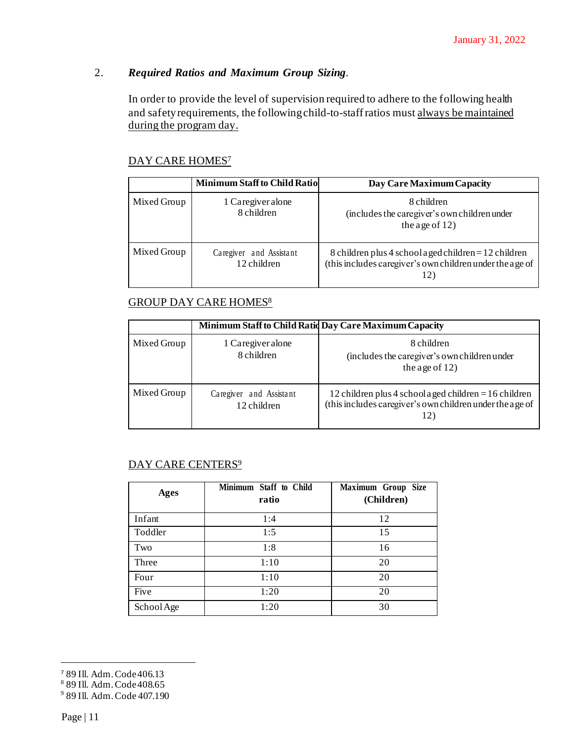January 31, 2022

2. ***Required Ratios and Maximum Group Sizing***.

In order to provide the level of supervision required to adhere to the following health and safety requirements, the following child-to-staff ratios must <u>always be maintained during the program day.</u>

<u>DAY CARE HOMES</u>[7]

| | Minimum Staff to Child Ratio | Day Care Maximum Capacity |
|---|---|---|
| Mixed Group | 1 Caregiver alone<br>8 children | 8 children<br>(includes the caregiver's own children under the age of 12) |
| Mixed Group | Caregiver and Assistant<br>12 children | 8 children plus 4 school aged children = 12 children (this includes caregiver's own children under the age of 12) |

<u>GROUP DAY CARE HOMES</u>[8]

| | Minimum Staff to Child Ratio | Day Care Maximum Capacity |
|---|---|---|
| Mixed Group | 1 Caregiver alone<br>8 children | 8 children<br>(includes the caregiver's own children under the age of 12) |
| Mixed Group | Caregiver and Assistant<br>12 children | 12 children plus 4 school aged children = 16 children (this includes caregiver's own children under the age of 12) |

<u>DAY CARE CENTERS</u>[9]

| Ages | Minimum Staff to Child ratio | Maximum Group Size (Children) |
|---|---|---|
| Infant | 1:4 | 12 |
| Toddler | 1:5 | 15 |
| Two | 1:8 | 16 |
| Three | 1:10 | 20 |
| Four | 1:10 | 20 |
| Five | 1:20 | 20 |
| School Age | 1:20 | 30 |

[7] 89 Ill. Adm. Code 406.13
[8] 89 Ill. Adm. Code 408.65
[9] 89 Ill. Adm. Code 407.190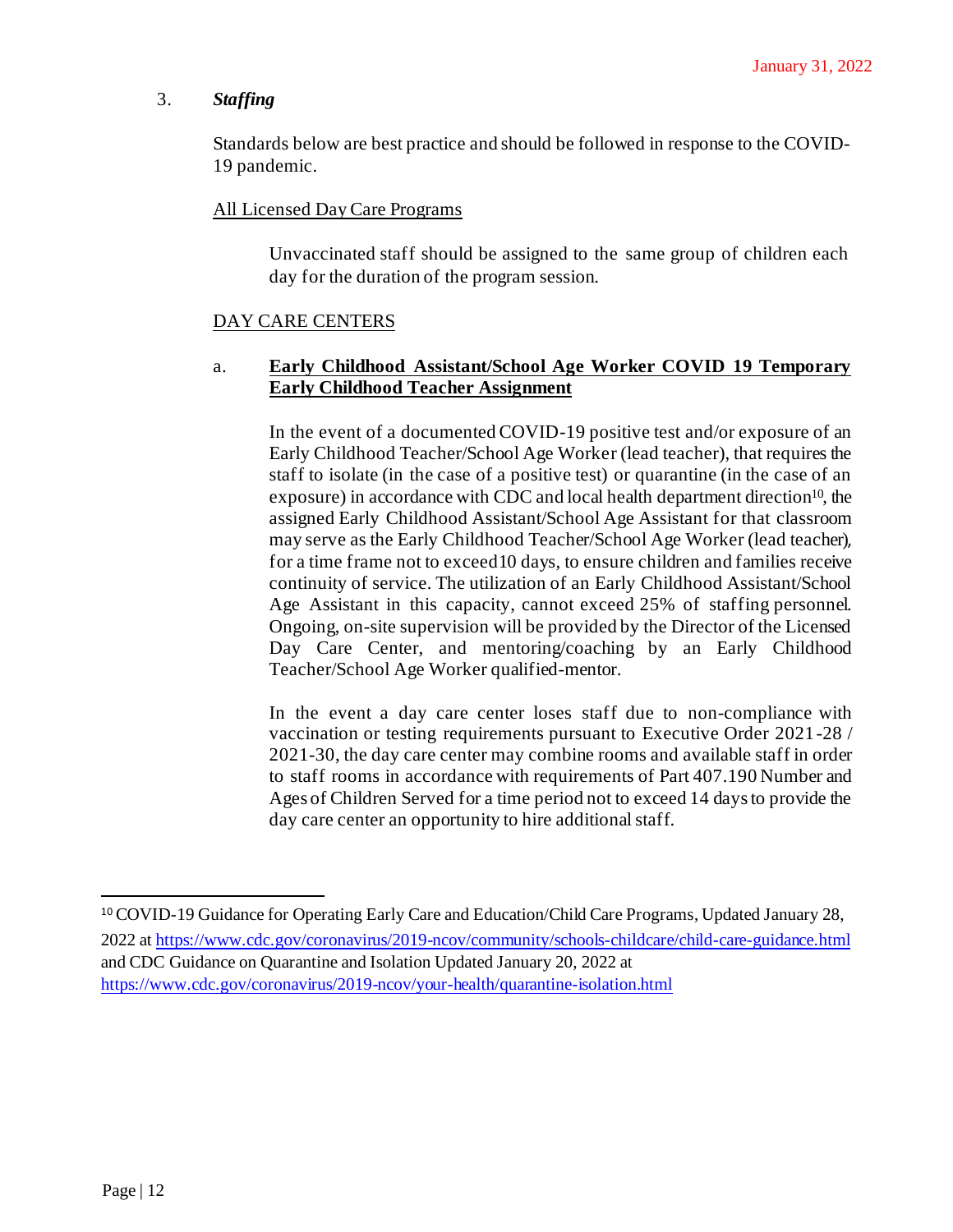January 31, 2022

### 3. ***Staffing***

Standards below are best practice and should be followed in response to the COVID-19 pandemic.

<u>All Licensed Day Care Programs</u>

Unvaccinated staff should be assigned to the same group of children each day for the duration of the program session.

<u>DAY CARE CENTERS</u>

a. **<u>Early Childhood Assistant/School Age Worker COVID 19 Temporary Early Childhood Teacher Assignment</u>**

In the event of a documented COVID-19 positive test and/or exposure of an Early Childhood Teacher/School Age Worker (lead teacher), that requires the staff to isolate (in the case of a positive test) or quarantine (in the case of an exposure) in accordance with CDC and local health department direction[10], the assigned Early Childhood Assistant/School Age Assistant for that classroom may serve as the Early Childhood Teacher/School Age Worker (lead teacher), for a time frame not to exceed10 days, to ensure children and families receive continuity of service. The utilization of an Early Childhood Assistant/School Age Assistant in this capacity, cannot exceed 25% of staffing personnel. Ongoing, on-site supervision will be provided by the Director of the Licensed Day Care Center, and mentoring/coaching by an Early Childhood Teacher/School Age Worker qualified-mentor.

In the event a day care center loses staff due to non-compliance with vaccination or testing requirements pursuant to Executive Order 2021-28 / 2021-30, the day care center may combine rooms and available staff in order to staff rooms in accordance with requirements of Part 407.190 Number and Ages of Children Served for a time period not to exceed 14 days to provide the day care center an opportunity to hire additional staff.

---

[10] COVID-19 Guidance for Operating Early Care and Education/Child Care Programs, Updated January 28, 2022 at https://www.cdc.gov/coronavirus/2019-ncov/community/schools-childcare/child-care-guidance.html and CDC Guidance on Quarantine and Isolation Updated January 20, 2022 at https://www.cdc.gov/coronavirus/2019-ncov/your-health/quarantine-isolation.html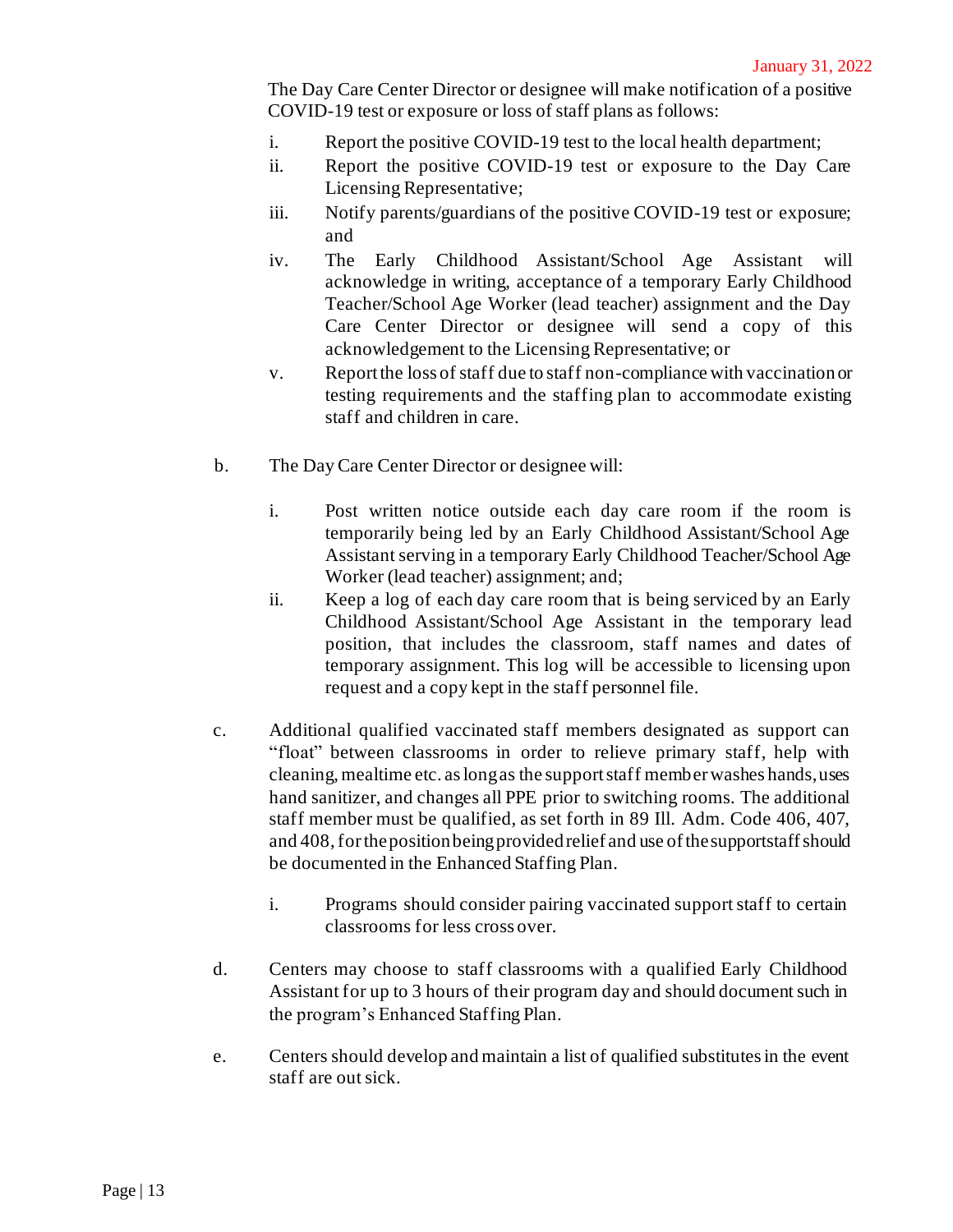The Day Care Center Director or designee will make notification of a positive COVID-19 test or exposure or loss of staff plans as follows:

i. Report the positive COVID-19 test to the local health department;
ii. Report the positive COVID-19 test or exposure to the Day Care Licensing Representative;
iii. Notify parents/guardians of the positive COVID-19 test or exposure; and
iv. The Early Childhood Assistant/School Age Assistant will acknowledge in writing, acceptance of a temporary Early Childhood Teacher/School Age Worker (lead teacher) assignment and the Day Care Center Director or designee will send a copy of this acknowledgement to the Licensing Representative; or
v. Report the loss of staff due to staff non-compliance with vaccination or testing requirements and the staffing plan to accommodate existing staff and children in care.

b. The Day Care Center Director or designee will:

   i. Post written notice outside each day care room if the room is temporarily being led by an Early Childhood Assistant/School Age Assistant serving in a temporary Early Childhood Teacher/School Age Worker (lead teacher) assignment; and;
   ii. Keep a log of each day care room that is being serviced by an Early Childhood Assistant/School Age Assistant in the temporary lead position, that includes the classroom, staff names and dates of temporary assignment. This log will be accessible to licensing upon request and a copy kept in the staff personnel file.

c. Additional qualified vaccinated staff members designated as support can "float" between classrooms in order to relieve primary staff, help with cleaning, mealtime etc. as long as the support staff member washes hands, uses hand sanitizer, and changes all PPE prior to switching rooms. The additional staff member must be qualified, as set forth in 89 Ill. Adm. Code 406, 407, and 408, for the position being provided relief and use of the support staff should be documented in the Enhanced Staffing Plan.

   i. Programs should consider pairing vaccinated support staff to certain classrooms for less cross over.

d. Centers may choose to staff classrooms with a qualified Early Childhood Assistant for up to 3 hours of their program day and should document such in the program's Enhanced Staffing Plan.

e. Centers should develop and maintain a list of qualified substitutes in the event staff are out sick.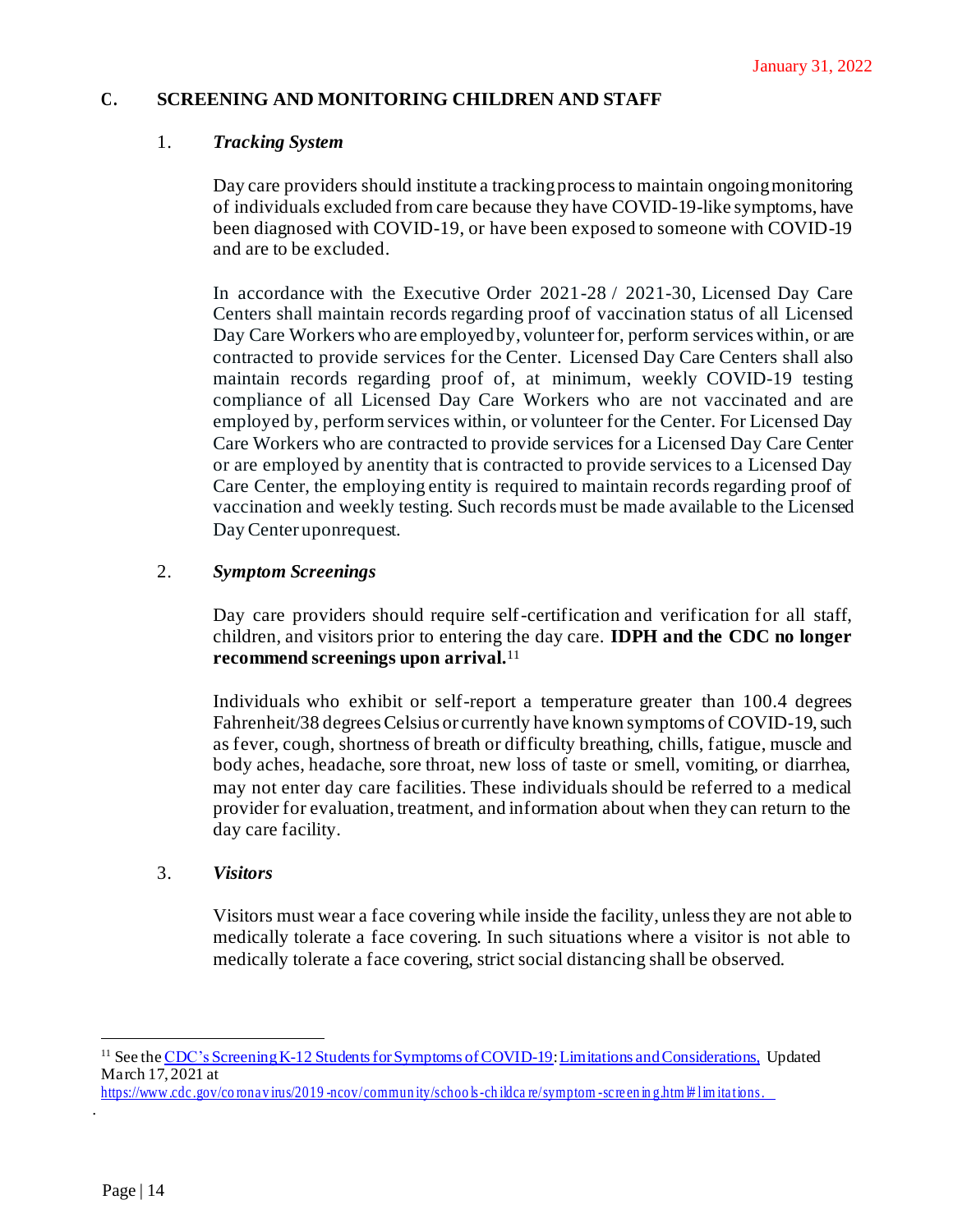## C. SCREENING AND MONITORING CHILDREN AND STAFF

### 1. *Tracking System*

Day care providers should institute a tracking process to maintain ongoing monitoring of individuals excluded from care because they have COVID-19-like symptoms, have been diagnosed with COVID-19, or have been exposed to someone with COVID-19 and are to be excluded.

In accordance with the Executive Order 2021-28 / 2021-30, Licensed Day Care Centers shall maintain records regarding proof of vaccination status of all Licensed Day Care Workers who are employed by, volunteer for, perform services within, or are contracted to provide services for the Center. Licensed Day Care Centers shall also maintain records regarding proof of, at minimum, weekly COVID-19 testing compliance of all Licensed Day Care Workers who are not vaccinated and are employed by, perform services within, or volunteer for the Center. For Licensed Day Care Workers who are contracted to provide services for a Licensed Day Care Center or are employed by an entity that is contracted to provide services to a Licensed Day Care Center, the employing entity is required to maintain records regarding proof of vaccination and weekly testing. Such records must be made available to the Licensed Day Center upon request.

### 2. *Symptom Screenings*

Day care providers should require self-certification and verification for all staff, children, and visitors prior to entering the day care. **IDPH and the CDC no longer recommend screenings upon arrival.**[11]

Individuals who exhibit or self-report a temperature greater than 100.4 degrees Fahrenheit/38 degrees Celsius or currently have known symptoms of COVID-19, such as fever, cough, shortness of breath or difficulty breathing, chills, fatigue, muscle and body aches, headache, sore throat, new loss of taste or smell, vomiting, or diarrhea, may not enter day care facilities. These individuals should be referred to a medical provider for evaluation, treatment, and information about when they can return to the day care facility.

### 3. *Visitors*

Visitors must wear a face covering while inside the facility, unless they are not able to medically tolerate a face covering. In such situations where a visitor is not able to medically tolerate a face covering, strict social distancing shall be observed.

---

[11] See the CDC's Screening K-12 Students for Symptoms of COVID-19: Limitations and Considerations, Updated March 17, 2021 at https://www.cdc.gov/coronavirus/2019-ncov/community/schools-childcare/symptom-screening.html#limitations.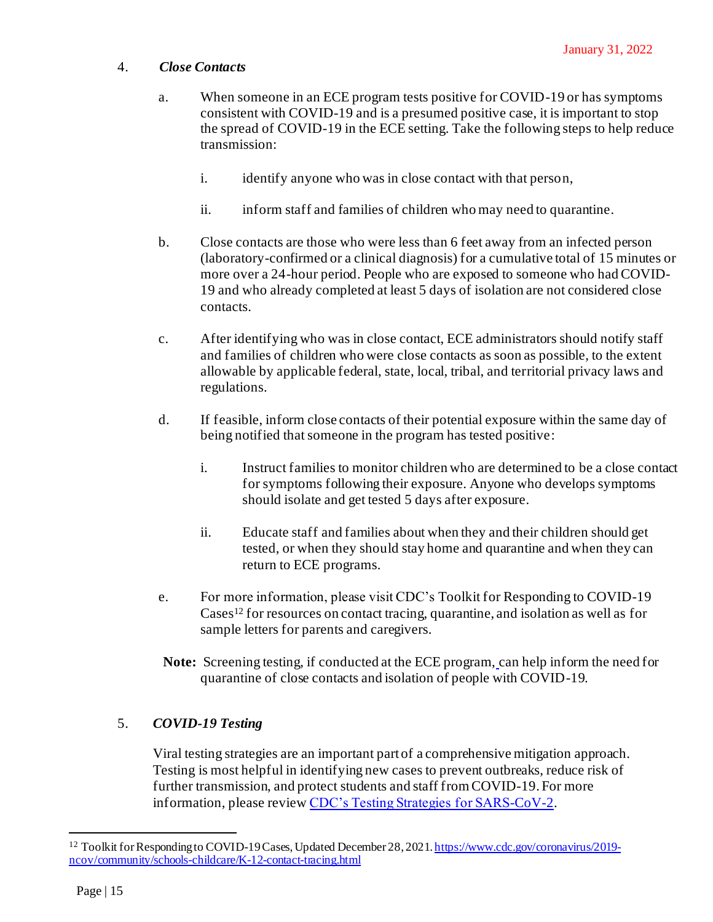4. ***Close Contacts***

   a. When someone in an ECE program tests positive for COVID-19 or has symptoms consistent with COVID-19 and is a presumed positive case, it is important to stop the spread of COVID-19 in the ECE setting. Take the following steps to help reduce transmission:

      i. identify anyone who was in close contact with that person,

      ii. inform staff and families of children who may need to quarantine.

   b. Close contacts are those who were less than 6 feet away from an infected person (laboratory-confirmed or a clinical diagnosis) for a cumulative total of 15 minutes or more over a 24-hour period. People who are exposed to someone who had COVID-19 and who already completed at least 5 days of isolation are not considered close contacts.

   c. After identifying who was in close contact, ECE administrators should notify staff and families of children who were close contacts as soon as possible, to the extent allowable by applicable federal, state, local, tribal, and territorial privacy laws and regulations.

   d. If feasible, inform close contacts of their potential exposure within the same day of being notified that someone in the program has tested positive:

      i. Instruct families to monitor children who are determined to be a close contact for symptoms following their exposure. Anyone who develops symptoms should isolate and get tested 5 days after exposure.

      ii. Educate staff and families about when they and their children should get tested, or when they should stay home and quarantine and when they can return to ECE programs.

   e. For more information, please visit CDC's Toolkit for Responding to COVID-19 Cases[12] for resources on contact tracing, quarantine, and isolation as well as for sample letters for parents and caregivers.

   **Note:** Screening testing, if conducted at the ECE program, can help inform the need for quarantine of close contacts and isolation of people with COVID-19.

5. ***COVID-19 Testing***

   Viral testing strategies are an important part of a comprehensive mitigation approach. Testing is most helpful in identifying new cases to prevent outbreaks, reduce risk of further transmission, and protect students and staff from COVID-19. For more information, please review [CDC's Testing Strategies for SARS-CoV-2](#).

---

[12] Toolkit for Responding to COVID-19 Cases, Updated December 28, 2021. https://www.cdc.gov/coronavirus/2019-ncov/community/schools-childcare/K-12-contact-tracing.html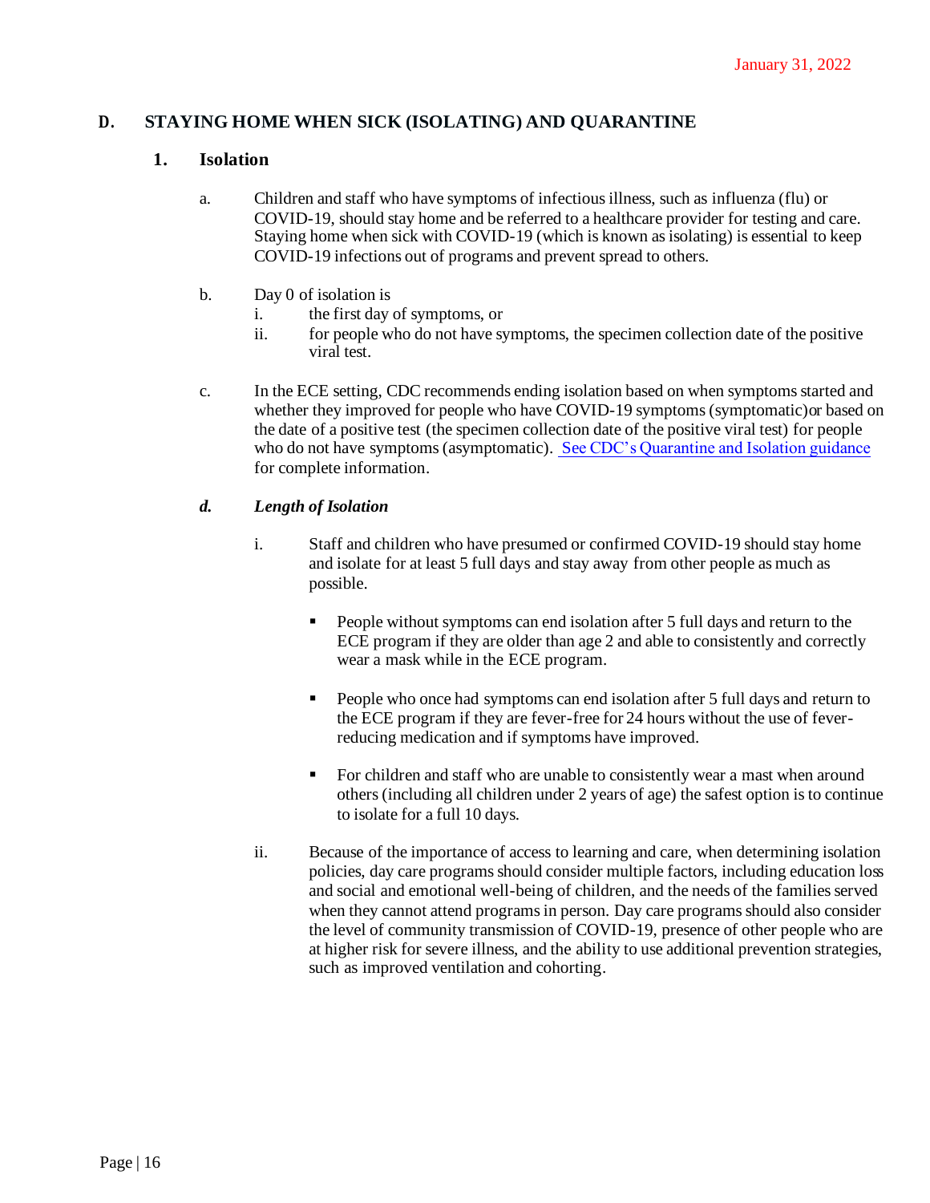## D. STAYING HOME WHEN SICK (ISOLATING) AND QUARANTINE

### 1. Isolation

a. Children and staff who have symptoms of infectious illness, such as influenza (flu) or COVID-19, should stay home and be referred to a healthcare provider for testing and care. Staying home when sick with COVID-19 (which is known as isolating) is essential to keep COVID-19 infections out of programs and prevent spread to others.

b. Day 0 of isolation is
   i. the first day of symptoms, or
   ii. for people who do not have symptoms, the specimen collection date of the positive viral test.

c. In the ECE setting, CDC recommends ending isolation based on when symptoms started and whether they improved for people who have COVID-19 symptoms (symptomatic)or based on the date of a positive test (the specimen collection date of the positive viral test) for people who do not have symptoms (asymptomatic). See CDC's Quarantine and Isolation guidance for complete information.

d. ***Length of Isolation***

   i. Staff and children who have presumed or confirmed COVID-19 should stay home and isolate for at least 5 full days and stay away from other people as much as possible.

      - People without symptoms can end isolation after 5 full days and return to the ECE program if they are older than age 2 and able to consistently and correctly wear a mask while in the ECE program.

      - People who once had symptoms can end isolation after 5 full days and return to the ECE program if they are fever-free for 24 hours without the use of fever-reducing medication and if symptoms have improved.

      - For children and staff who are unable to consistently wear a mast when around others (including all children under 2 years of age) the safest option is to continue to isolate for a full 10 days.

   ii. Because of the importance of access to learning and care, when determining isolation policies, day care programs should consider multiple factors, including education loss and social and emotional well-being of children, and the needs of the families served when they cannot attend programs in person. Day care programs should also consider the level of community transmission of COVID-19, presence of other people who are at higher risk for severe illness, and the ability to use additional prevention strategies, such as improved ventilation and cohorting.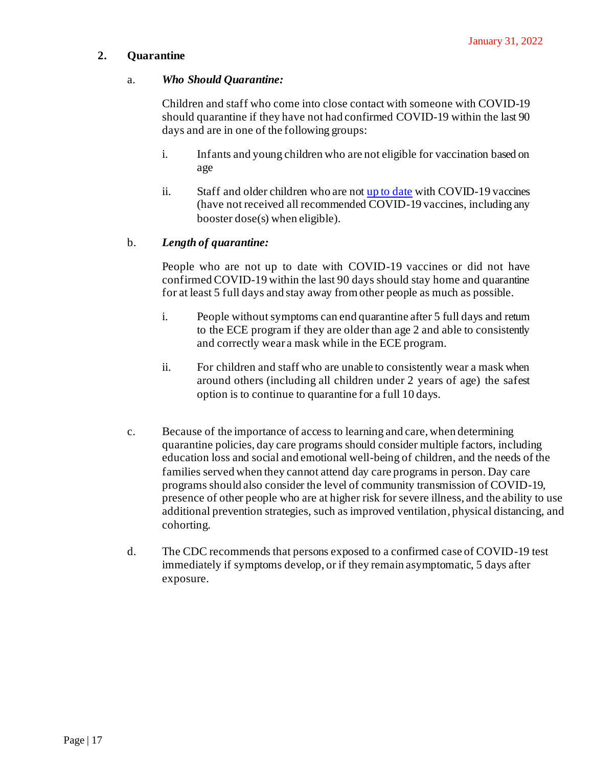## 2. Quarantine

a. ***Who Should Quarantine:***

Children and staff who come into close contact with someone with COVID-19 should quarantine if they have not had confirmed COVID-19 within the last 90 days and are in one of the following groups:

i. Infants and young children who are not eligible for vaccination based on age

ii. Staff and older children who are not up to date with COVID-19 vaccines (have not received all recommended COVID-19 vaccines, including any booster dose(s) when eligible).

b. ***Length of quarantine:***

People who are not up to date with COVID-19 vaccines or did not have confirmed COVID-19 within the last 90 days should stay home and quarantine for at least 5 full days and stay away from other people as much as possible.

i. People without symptoms can end quarantine after 5 full days and return to the ECE program if they are older than age 2 and able to consistently and correctly wear a mask while in the ECE program.

ii. For children and staff who are unable to consistently wear a mask when around others (including all children under 2 years of age) the safest option is to continue to quarantine for a full 10 days.

c. Because of the importance of access to learning and care, when determining quarantine policies, day care programs should consider multiple factors, including education loss and social and emotional well-being of children, and the needs of the families served when they cannot attend day care programs in person. Day care programs should also consider the level of community transmission of COVID-19, presence of other people who are at higher risk for severe illness, and the ability to use additional prevention strategies, such as improved ventilation, physical distancing, and cohorting.

d. The CDC recommends that persons exposed to a confirmed case of COVID-19 test immediately if symptoms develop, or if they remain asymptomatic, 5 days after exposure.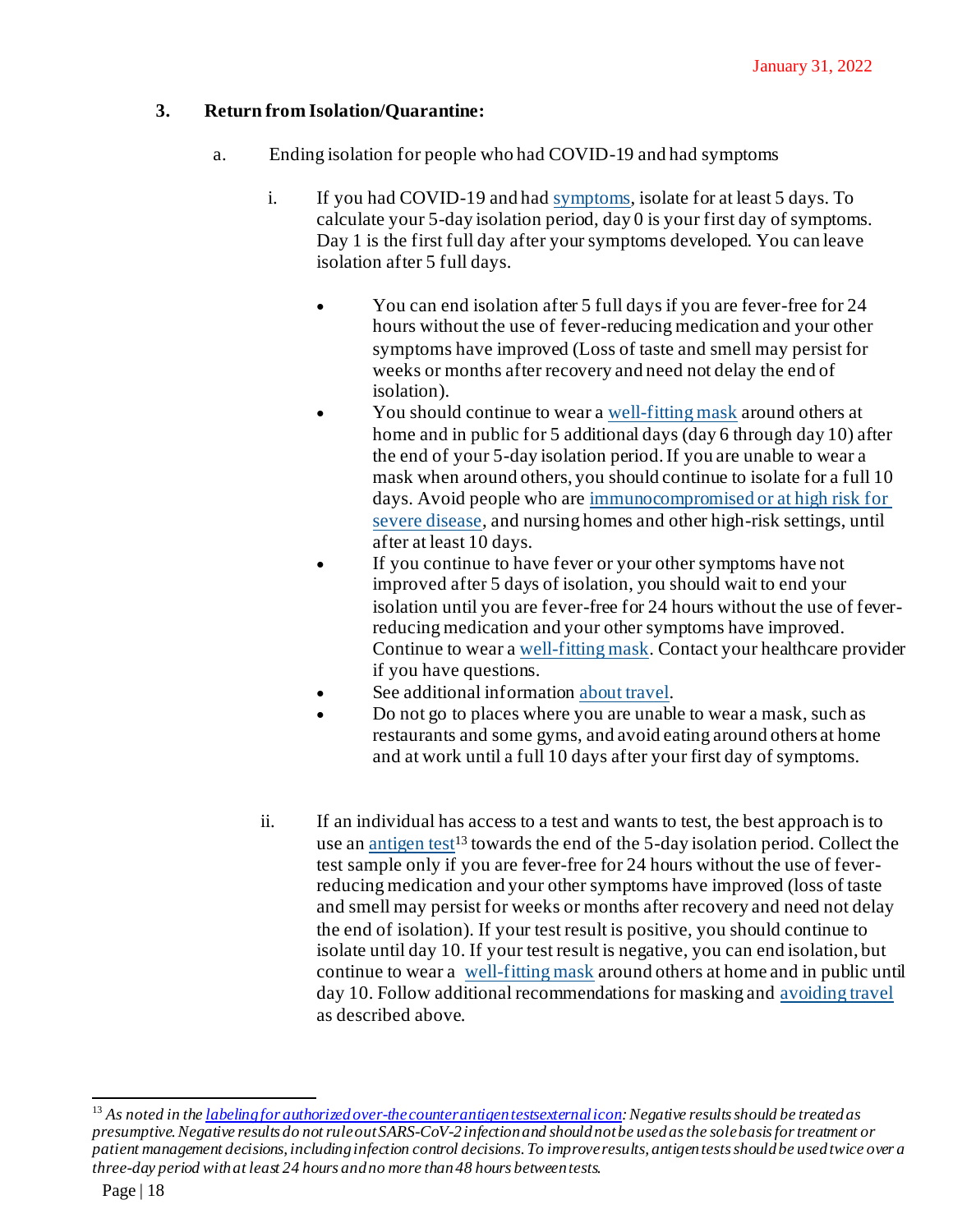### 3. Return from Isolation/Quarantine:

a. Ending isolation for people who had COVID-19 and had symptoms

i. If you had COVID-19 and had symptoms, isolate for at least 5 days. To calculate your 5-day isolation period, day 0 is your first day of symptoms. Day 1 is the first full day after your symptoms developed. You can leave isolation after 5 full days.

- You can end isolation after 5 full days if you are fever-free for 24 hours without the use of fever-reducing medication and your other symptoms have improved (Loss of taste and smell may persist for weeks or months after recovery and need not delay the end of isolation).
- You should continue to wear a well-fitting mask around others at home and in public for 5 additional days (day 6 through day 10) after the end of your 5-day isolation period. If you are unable to wear a mask when around others, you should continue to isolate for a full 10 days. Avoid people who are immunocompromised or at high risk for severe disease, and nursing homes and other high-risk settings, until after at least 10 days.
- If you continue to have fever or your other symptoms have not improved after 5 days of isolation, you should wait to end your isolation until you are fever-free for 24 hours without the use of fever-reducing medication and your other symptoms have improved. Continue to wear a well-fitting mask. Contact your healthcare provider if you have questions.
- See additional information about travel.
- Do not go to places where you are unable to wear a mask, such as restaurants and some gyms, and avoid eating around others at home and at work until a full 10 days after your first day of symptoms.

ii. If an individual has access to a test and wants to test, the best approach is to use an antigen test[13] towards the end of the 5-day isolation period. Collect the test sample only if you are fever-free for 24 hours without the use of fever-reducing medication and your other symptoms have improved (loss of taste and smell may persist for weeks or months after recovery and need not delay the end of isolation). If your test result is positive, you should continue to isolate until day 10. If your test result is negative, you can end isolation, but continue to wear a well-fitting mask around others at home and in public until day 10. Follow additional recommendations for masking and avoiding travel as described above.

---

[13] *As noted in the labeling for authorized over-the counter antigen testsexternal icon: Negative results should be treated as presumptive. Negative results do not rule out SARS-CoV-2 infection and should not be used as the sole basis for treatment or patient management decisions, including infection control decisions. To improve results, antigen tests should be used twice over a three-day period with at least 24 hours and no more than 48 hours between tests.*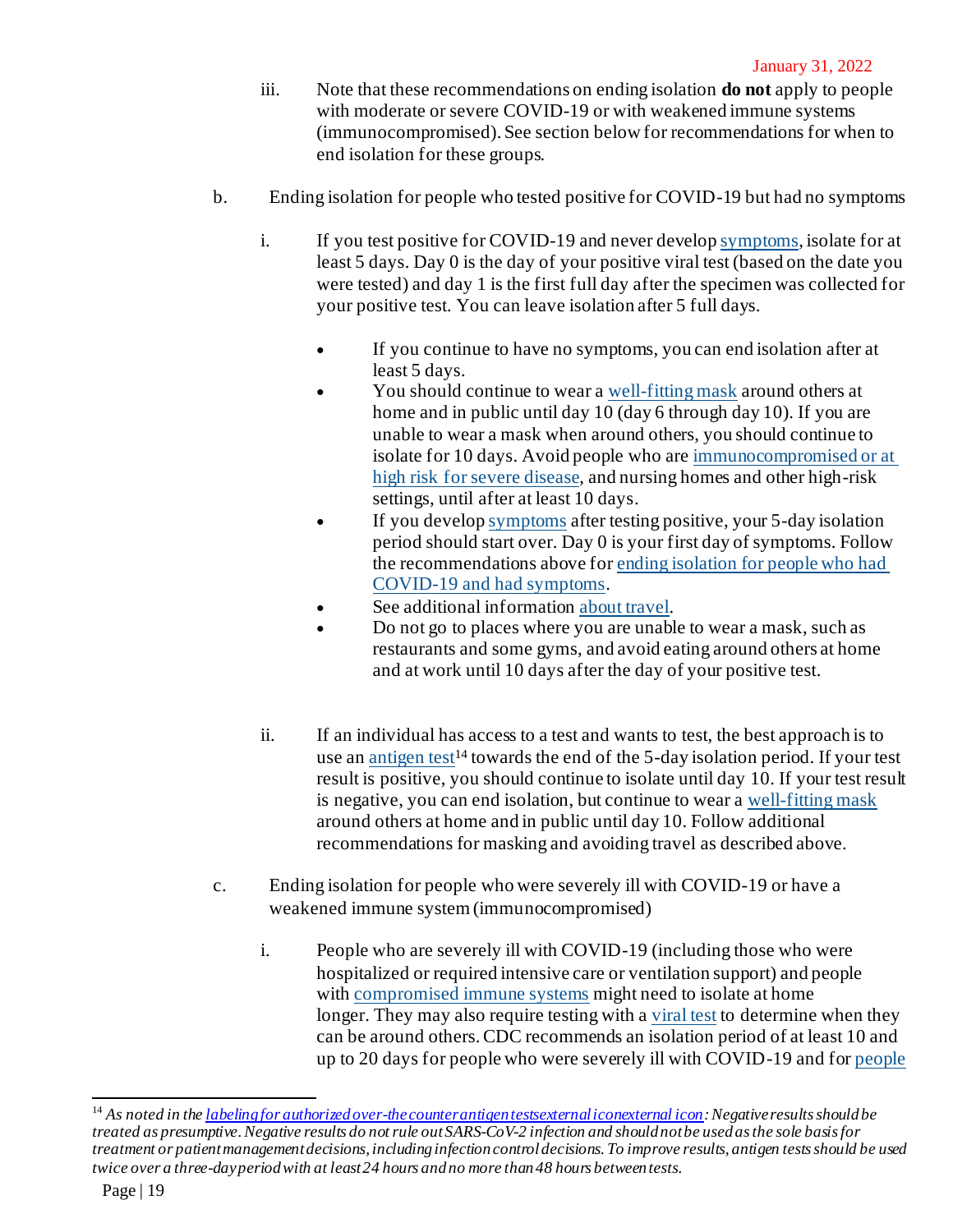iii. Note that these recommendations on ending isolation **do not** apply to people with moderate or severe COVID-19 or with weakened immune systems (immunocompromised). See section below for recommendations for when to end isolation for these groups.

b. Ending isolation for people who tested positive for COVID-19 but had no symptoms

i. If you test positive for COVID-19 and never develop symptoms, isolate for at least 5 days. Day 0 is the day of your positive viral test (based on the date you were tested) and day 1 is the first full day after the specimen was collected for your positive test. You can leave isolation after 5 full days.

- If you continue to have no symptoms, you can end isolation after at least 5 days.
- You should continue to wear a well-fitting mask around others at home and in public until day 10 (day 6 through day 10). If you are unable to wear a mask when around others, you should continue to isolate for 10 days. Avoid people who are immunocompromised or at high risk for severe disease, and nursing homes and other high-risk settings, until after at least 10 days.
- If you develop symptoms after testing positive, your 5-day isolation period should start over. Day 0 is your first day of symptoms. Follow the recommendations above for ending isolation for people who had COVID-19 and had symptoms.
- See additional information about travel.
- Do not go to places where you are unable to wear a mask, such as restaurants and some gyms, and avoid eating around others at home and at work until 10 days after the day of your positive test.

ii. If an individual has access to a test and wants to test, the best approach is to use an antigen test[14] towards the end of the 5-day isolation period. If your test result is positive, you should continue to isolate until day 10. If your test result is negative, you can end isolation, but continue to wear a well-fitting mask around others at home and in public until day 10. Follow additional recommendations for masking and avoiding travel as described above.

c. Ending isolation for people who were severely ill with COVID-19 or have a weakened immune system (immunocompromised)

i. People who are severely ill with COVID-19 (including those who were hospitalized or required intensive care or ventilation support) and people with compromised immune systems might need to isolate at home longer. They may also require testing with a viral test to determine when they can be around others. CDC recommends an isolation period of at least 10 and up to 20 days for people who were severely ill with COVID-19 and for people

---

[14] *As noted in the labeling for authorized over-the counter antigen testsexternal iconexternal icon: Negative results should be treated as presumptive. Negative results do not rule out SARS-CoV-2 infection and should not be used as the sole basis for treatment or patient management decisions, including infection control decisions. To improve results, antigen tests should be used twice over a three-day period with at least 24 hours and no more than 48 hours between tests.*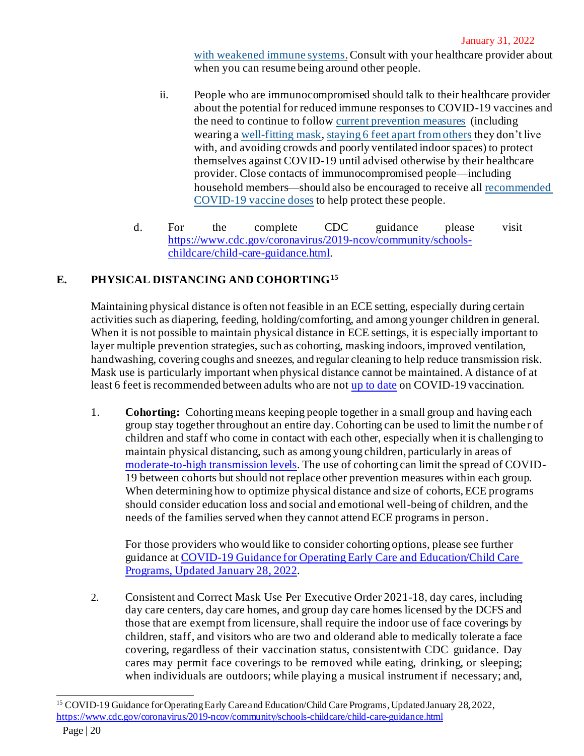with weakened immune systems. Consult with your healthcare provider about when you can resume being around other people.

ii. People who are immunocompromised should talk to their healthcare provider about the potential for reduced immune responses to COVID-19 vaccines and the need to continue to follow current prevention measures (including wearing a well-fitting mask, staying 6 feet apart from others they don't live with, and avoiding crowds and poorly ventilated indoor spaces) to protect themselves against COVID-19 until advised otherwise by their healthcare provider. Close contacts of immunocompromised people—including household members—should also be encouraged to receive all recommended COVID-19 vaccine doses to help protect these people.

d. For the complete CDC guidance please visit https://www.cdc.gov/coronavirus/2019-ncov/community/schools-childcare/child-care-guidance.html.

## E. PHYSICAL DISTANCING AND COHORTING[15]

Maintaining physical distance is often not feasible in an ECE setting, especially during certain activities such as diapering, feeding, holding/comforting, and among younger children in general. When it is not possible to maintain physical distance in ECE settings, it is especially important to layer multiple prevention strategies, such as cohorting, masking indoors, improved ventilation, handwashing, covering coughs and sneezes, and regular cleaning to help reduce transmission risk. Mask use is particularly important when physical distance cannot be maintained. A distance of at least 6 feet is recommended between adults who are not up to date on COVID-19 vaccination.

1. **Cohorting:** Cohorting means keeping people together in a small group and having each group stay together throughout an entire day. Cohorting can be used to limit the number of children and staff who come in contact with each other, especially when it is challenging to maintain physical distancing, such as among young children, particularly in areas of moderate-to-high transmission levels. The use of cohorting can limit the spread of COVID-19 between cohorts but should not replace other prevention measures within each group. When determining how to optimize physical distance and size of cohorts, ECE programs should consider education loss and social and emotional well-being of children, and the needs of the families served when they cannot attend ECE programs in person.

   For those providers who would like to consider cohorting options, please see further guidance at COVID-19 Guidance for Operating Early Care and Education/Child Care Programs, Updated January 28, 2022.

2. Consistent and Correct Mask Use Per Executive Order 2021-18, day cares, including day care centers, day care homes, and group day care homes licensed by the DCFS and those that are exempt from licensure, shall require the indoor use of face coverings by children, staff, and visitors who are two and olderand able to medically tolerate a face covering, regardless of their vaccination status, consistent with CDC guidance. Day cares may permit face coverings to be removed while eating, drinking, or sleeping; when individuals are outdoors; while playing a musical instrument if necessary; and,

---

[15] COVID-19 Guidance for Operating Early Care and Education/Child Care Programs, Updated January 28, 2022, https://www.cdc.gov/coronavirus/2019-ncov/community/schools-childcare/child-care-guidance.html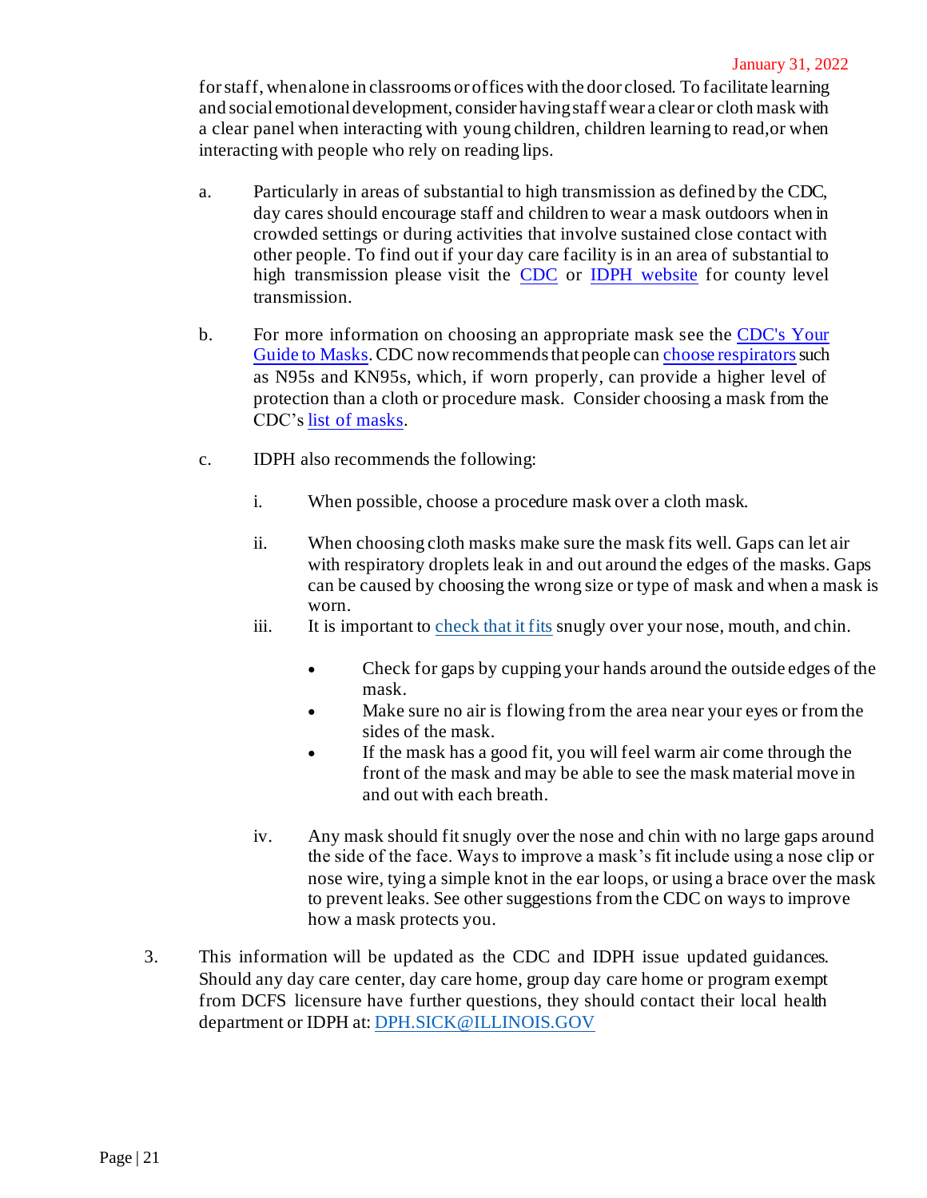for staff, when alone in classrooms or offices with the door closed. To facilitate learning and social emotional development, consider having staff wear a clear or cloth mask with a clear panel when interacting with young children, children learning to read, or when interacting with people who rely on reading lips.

a. Particularly in areas of substantial to high transmission as defined by the CDC, day cares should encourage staff and children to wear a mask outdoors when in crowded settings or during activities that involve sustained close contact with other people. To find out if your day care facility is in an area of substantial to high transmission please visit the CDC or IDPH website for county level transmission.

b. For more information on choosing an appropriate mask see the CDC's Your Guide to Masks. CDC now recommends that people can choose respirators such as N95s and KN95s, which, if worn properly, can provide a higher level of protection than a cloth or procedure mask. Consider choosing a mask from the CDC's list of masks.

c. IDPH also recommends the following:

   i. When possible, choose a procedure mask over a cloth mask.

   ii. When choosing cloth masks make sure the mask fits well. Gaps can let air with respiratory droplets leak in and out around the edges of the masks. Gaps can be caused by choosing the wrong size or type of mask and when a mask is worn.

   iii. It is important to check that it fits snugly over your nose, mouth, and chin.

      - Check for gaps by cupping your hands around the outside edges of the mask.
      - Make sure no air is flowing from the area near your eyes or from the sides of the mask.
      - If the mask has a good fit, you will feel warm air come through the front of the mask and may be able to see the mask material move in and out with each breath.

   iv. Any mask should fit snugly over the nose and chin with no large gaps around the side of the face. Ways to improve a mask's fit include using a nose clip or nose wire, tying a simple knot in the ear loops, or using a brace over the mask to prevent leaks. See other suggestions from the CDC on ways to improve how a mask protects you.

3. This information will be updated as the CDC and IDPH issue updated guidances. Should any day care center, day care home, group day care home or program exempt from DCFS licensure have further questions, they should contact their local health department or IDPH at: DPH.SICK@ILLINOIS.GOV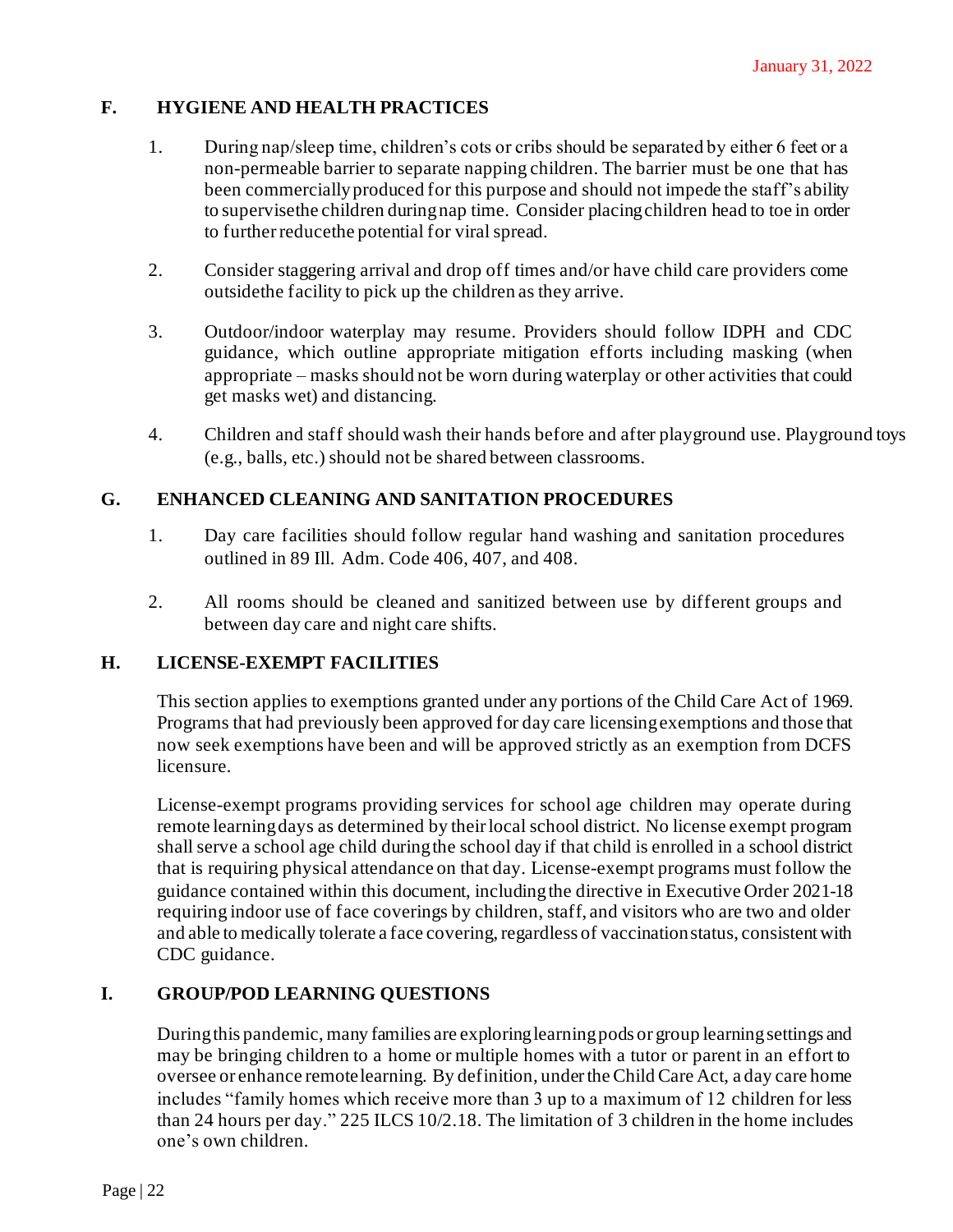### F. HYGIENE AND HEALTH PRACTICES

1. During nap/sleep time, children's cots or cribs should be separated by either 6 feet or a non-permeable barrier to separate napping children. The barrier must be one that has been commercially produced for this purpose and should not impede the staff's ability to supervise the children during nap time. Consider placing children head to toe in order to further reduce the potential for viral spread.

2. Consider staggering arrival and drop off times and/or have child care providers come outside the facility to pick up the children as they arrive.

3. Outdoor/indoor waterplay may resume. Providers should follow IDPH and CDC guidance, which outline appropriate mitigation efforts including masking (when appropriate – masks should not be worn during waterplay or other activities that could get masks wet) and distancing.

4. Children and staff should wash their hands before and after playground use. Playground toys (e.g., balls, etc.) should not be shared between classrooms.

### G. ENHANCED CLEANING AND SANITATION PROCEDURES

1. Day care facilities should follow regular hand washing and sanitation procedures outlined in 89 Ill. Adm. Code 406, 407, and 408.

2. All rooms should be cleaned and sanitized between use by different groups and between day care and night care shifts.

### H. LICENSE-EXEMPT FACILITIES

This section applies to exemptions granted under any portions of the Child Care Act of 1969. Programs that had previously been approved for day care licensing exemptions and those that now seek exemptions have been and will be approved strictly as an exemption from DCFS licensure.

License-exempt programs providing services for school age children may operate during remote learning days as determined by their local school district. No license exempt program shall serve a school age child during the school day if that child is enrolled in a school district that is requiring physical attendance on that day. License-exempt programs must follow the guidance contained within this document, including the directive in Executive Order 2021-18 requiring indoor use of face coverings by children, staff, and visitors who are two and older and able to medically tolerate a face covering, regardless of vaccination status, consistent with CDC guidance.

### I. GROUP/POD LEARNING QUESTIONS

During this pandemic, many families are exploring learning pods or group learning settings and may be bringing children to a home or multiple homes with a tutor or parent in an effort to oversee or enhance remote learning. By definition, under the Child Care Act, a day care home includes "family homes which receive more than 3 up to a maximum of 12 children for less than 24 hours per day." 225 ILCS 10/2.18. The limitation of 3 children in the home includes one's own children.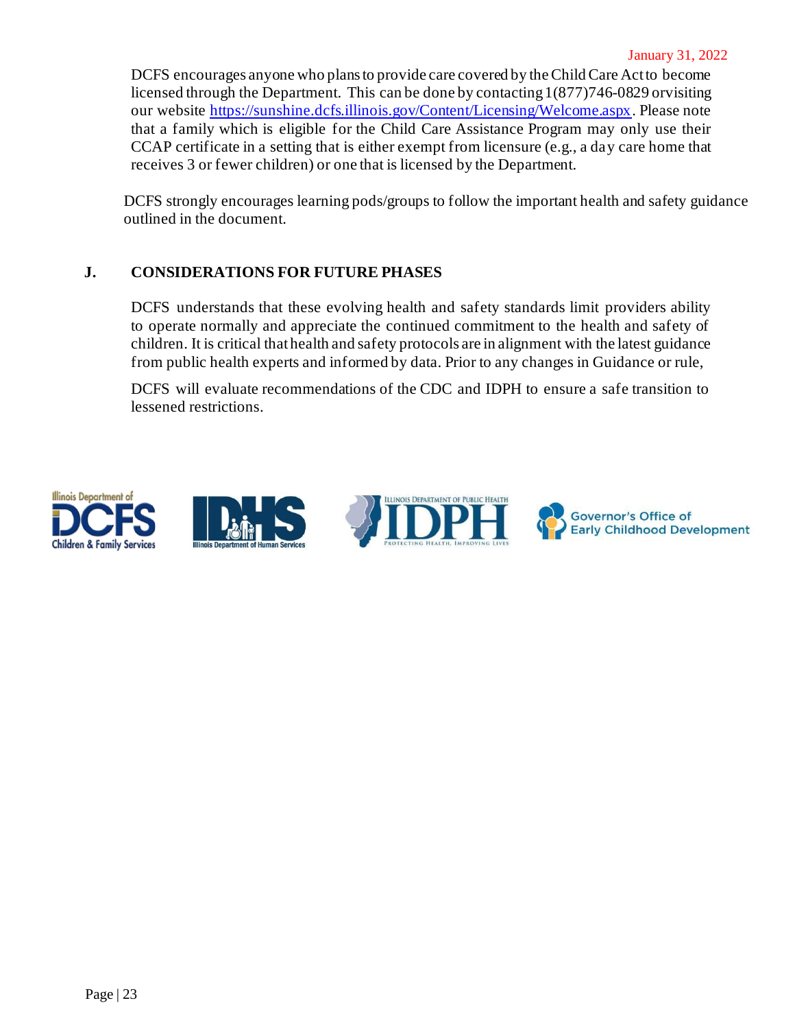DCFS encourages anyone who plans to provide care covered by the Child Care Act to become licensed through the Department. This can be done by contacting 1(877)746-0829 orvisiting our website https://sunshine.dcfs.illinois.gov/Content/Licensing/Welcome.aspx. Please note that a family which is eligible for the Child Care Assistance Program may only use their CCAP certificate in a setting that is either exempt from licensure (e.g., a day care home that receives 3 or fewer children) or one that is licensed by the Department.

DCFS strongly encourages learning pods/groups to follow the important health and safety guidance outlined in the document.

## J. CONSIDERATIONS FOR FUTURE PHASES

DCFS understands that these evolving health and safety standards limit providers ability to operate normally and appreciate the continued commitment to the health and safety of children. It is critical that health and safety protocols are in alignment with the latest guidance from public health experts and informed by data. Prior to any changes in Guidance or rule,

DCFS will evaluate recommendations of the CDC and IDPH to ensure a safe transition to lessened restrictions.